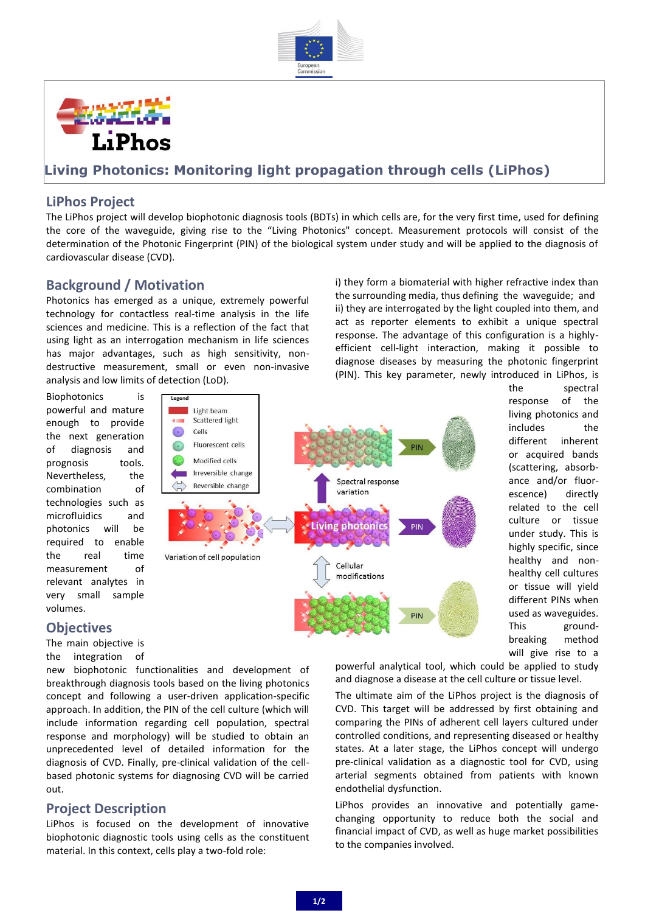# Living Photonics: Monitoring light propagation through cells (LiPhos)

## LiPhos Project

The LiPhos project will develop biophotonic diagnosis tools (BDTs) in which cells are, for the very first time, used for defining the core of the waveguide, giving rise to the "Living Photonics" concept. Measurement protocols will consist of the determination of the Photonic Fingerprint (PIN) of the biological system under study and will be applied to the diagnosis of cardiovascular disease (CVD).

## Background / Motivation

Photonics has emerged as a unique, extremely powerful technology for contactless real-time analysis in the life sciences and medicine. This is a reflection of the fact that using light as an interrogation mechanism in life sciences has major advantages, such as high sensitivity, non-destructive measurement, small or even non-invasive analysis and low limits of detection (LoD).

Biophotonics is powerful and mature enough to provide the next generation of diagnosis and prognosis tools. Nevertheless, the combination of technologies such as microfluidics and photonics will be required to enable the real time measurement of relevant analytes in very small sample volumes.

## Objectives

The main objective is the integration of new biophotonic functionalities and development of breakthrough diagnosis tools based on the living photonics concept and following a user-driven application-specific approach. In addition, the PIN of the cell culture (which will include information regarding cell population, spectral response and morphology) will be studied to obtain an unprecedented level of detailed information for the diagnosis of CVD. Finally, pre-clinical validation of the cell-based photonic systems for diagnosing CVD will be carried out.

## Project Description

LiPhos is focused on the development of innovative biophotonic diagnostic tools using cells as the constituent material. In this context, cells play a two-fold role:

i) they form a biomaterial with higher refractive index than the surrounding media, thus defining the waveguide; and
ii) they are interrogated by the light coupled into them, and act as reporter elements to exhibit a unique spectral response. The advantage of this configuration is a highly-efficient cell-light interaction, making it possible to diagnose diseases by measuring the photonic fingerprint (PIN). This key parameter, newly introduced in LiPhos, is the spectral response of the living photonics and includes the different inherent or acquired bands (scattering, absorbance and/or fluorescence) directly related to the cell culture or tissue under study. This is highly specific, since healthy and non-healthy cell cultures or tissue will yield different PINs when used as waveguides. This ground-breaking method will give rise to a powerful analytical tool, which could be applied to study and diagnose a disease at the cell culture or tissue level.

The ultimate aim of the LiPhos project is the diagnosis of CVD. This target will be addressed by first obtaining and comparing the PINs of adherent cell layers cultured under controlled conditions, and representing diseased or healthy states. At a later stage, the LiPhos concept will undergo pre-clinical validation as a diagnostic tool for CVD, using arterial segments obtained from patients with known endothelial dysfunction.

LiPhos provides an innovative and potentially game-changing opportunity to reduce both the social and financial impact of CVD, as well as huge market possibilities to the companies involved.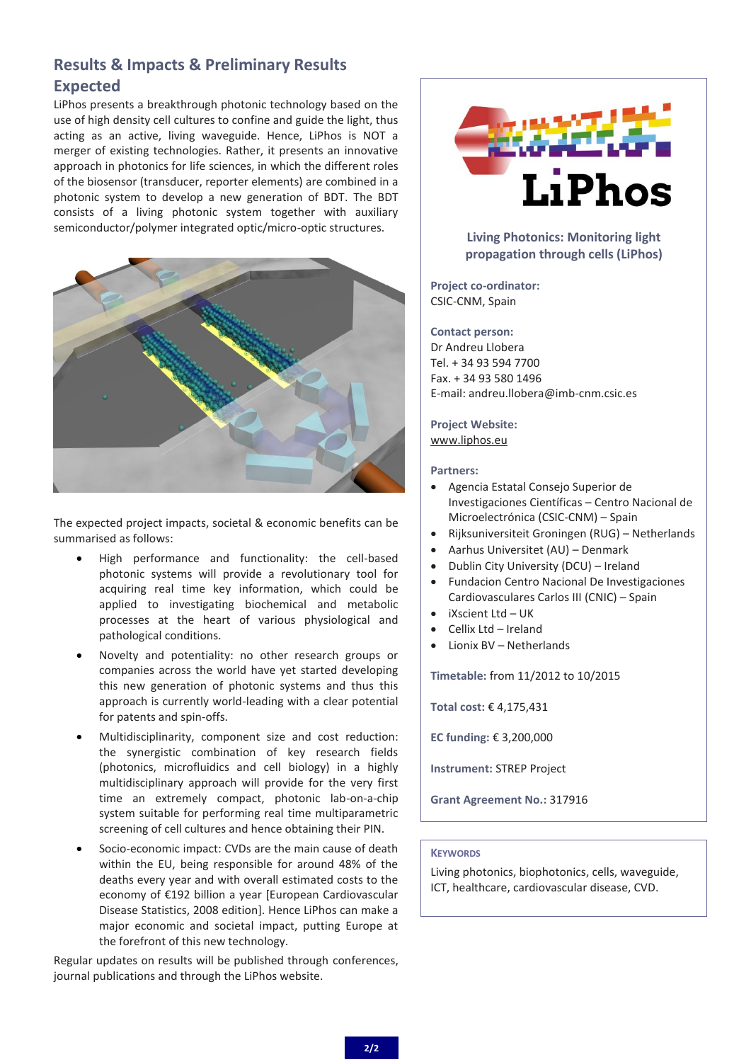## Results & Impacts & Preliminary Results Expected

LiPhos presents a breakthrough photonic technology based on the use of high density cell cultures to confine and guide the light, thus acting as an active, living waveguide. Hence, LiPhos is NOT a merger of existing technologies. Rather, it presents an innovative approach in photonics for life sciences, in which the different roles of the biosensor (transducer, reporter elements) are combined in a photonic system to develop a new generation of BDT. The BDT consists of a living photonic system together with auxiliary semiconductor/polymer integrated optic/micro-optic structures.

The expected project impacts, societal & economic benefits can be summarised as follows:

- High performance and functionality: the cell-based photonic systems will provide a revolutionary tool for acquiring real time key information, which could be applied to investigating biochemical and metabolic processes at the heart of various physiological and pathological conditions.
- Novelty and potentiality: no other research groups or companies across the world have yet started developing this new generation of photonic systems and thus this approach is currently world-leading with a clear potential for patents and spin-offs.
- Multidisciplinarity, component size and cost reduction: the synergistic combination of key research fields (photonics, microfluidics and cell biology) in a highly multidisciplinary approach will provide for the very first time an extremely compact, photonic lab-on-a-chip system suitable for performing real time multiparametric screening of cell cultures and hence obtaining their PIN.
- Socio-economic impact: CVDs are the main cause of death within the EU, being responsible for around 48% of the deaths every year and with overall estimated costs to the economy of €192 billion a year [European Cardiovascular Disease Statistics, 2008 edition]. Hence LiPhos can make a major economic and societal impact, putting Europe at the forefront of this new technology.

Regular updates on results will be published through conferences, journal publications and through the LiPhos website.

**LiPhos**

**Living Photonics: Monitoring light propagation through cells (LiPhos)**

**Project co-ordinator:**
CSIC-CNM, Spain

**Contact person:**
Dr Andreu Llobera
Tel. + 34 93 594 7700
Fax. + 34 93 580 1496
E-mail: andreu.llobera@imb-cnm.csic.es

**Project Website:**
www.liphos.eu

**Partners:**

- Agencia Estatal Consejo Superior de Investigaciones Científicas – Centro Nacional de Microelectrónica (CSIC-CNM) – Spain
- Rijksuniversiteit Groningen (RUG) – Netherlands
- Aarhus Universitet (AU) – Denmark
- Dublin City University (DCU) – Ireland
- Fundacion Centro Nacional De Investigaciones Cardiovasculares Carlos III (CNIC) – Spain
- iXscient Ltd – UK
- Cellix Ltd – Ireland
- Lionix BV – Netherlands

**Timetable:** from 11/2012 to 10/2015

**Total cost:** € 4,175,431

**EC funding:** € 3,200,000

**Instrument:** STREP Project

**Grant Agreement No.:** 317916

**Keywords**

Living photonics, biophotonics, cells, waveguide, ICT, healthcare, cardiovascular disease, CVD.